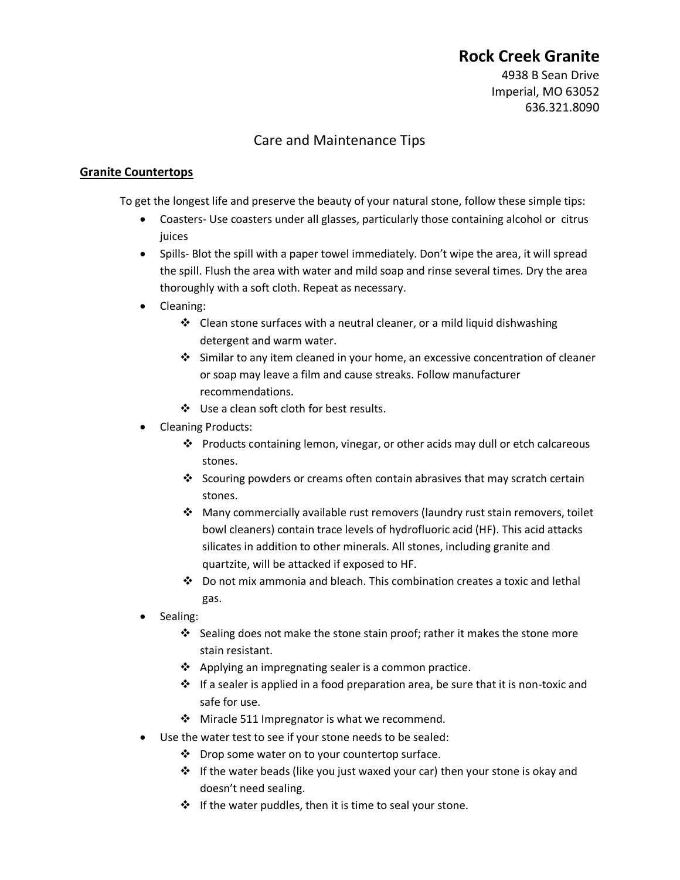# Rock Creek Granite

4938 B Sean Drive
Imperial, MO 63052
636.321.8090

## Care and Maintenance Tips

### Granite Countertops

To get the longest life and preserve the beauty of your natural stone, follow these simple tips:

- Coasters- Use coasters under all glasses, particularly those containing alcohol or citrus juices
- Spills- Blot the spill with a paper towel immediately. Don't wipe the area, it will spread the spill. Flush the area with water and mild soap and rinse several times. Dry the area thoroughly with a soft cloth. Repeat as necessary.
- Cleaning:
  - Clean stone surfaces with a neutral cleaner, or a mild liquid dishwashing detergent and warm water.
  - Similar to any item cleaned in your home, an excessive concentration of cleaner or soap may leave a film and cause streaks. Follow manufacturer recommendations.
  - Use a clean soft cloth for best results.
- Cleaning Products:
  - Products containing lemon, vinegar, or other acids may dull or etch calcareous stones.
  - Scouring powders or creams often contain abrasives that may scratch certain stones.
  - Many commercially available rust removers (laundry rust stain removers, toilet bowl cleaners) contain trace levels of hydrofluoric acid (HF). This acid attacks silicates in addition to other minerals. All stones, including granite and quartzite, will be attacked if exposed to HF.
  - Do not mix ammonia and bleach. This combination creates a toxic and lethal gas.
- Sealing:
  - Sealing does not make the stone stain proof; rather it makes the stone more stain resistant.
  - Applying an impregnating sealer is a common practice.
  - If a sealer is applied in a food preparation area, be sure that it is non-toxic and safe for use.
  - Miracle 511 Impregnator is what we recommend.
- Use the water test to see if your stone needs to be sealed:
  - Drop some water on to your countertop surface.
  - If the water beads (like you just waxed your car) then your stone is okay and doesn't need sealing.
  - If the water puddles, then it is time to seal your stone.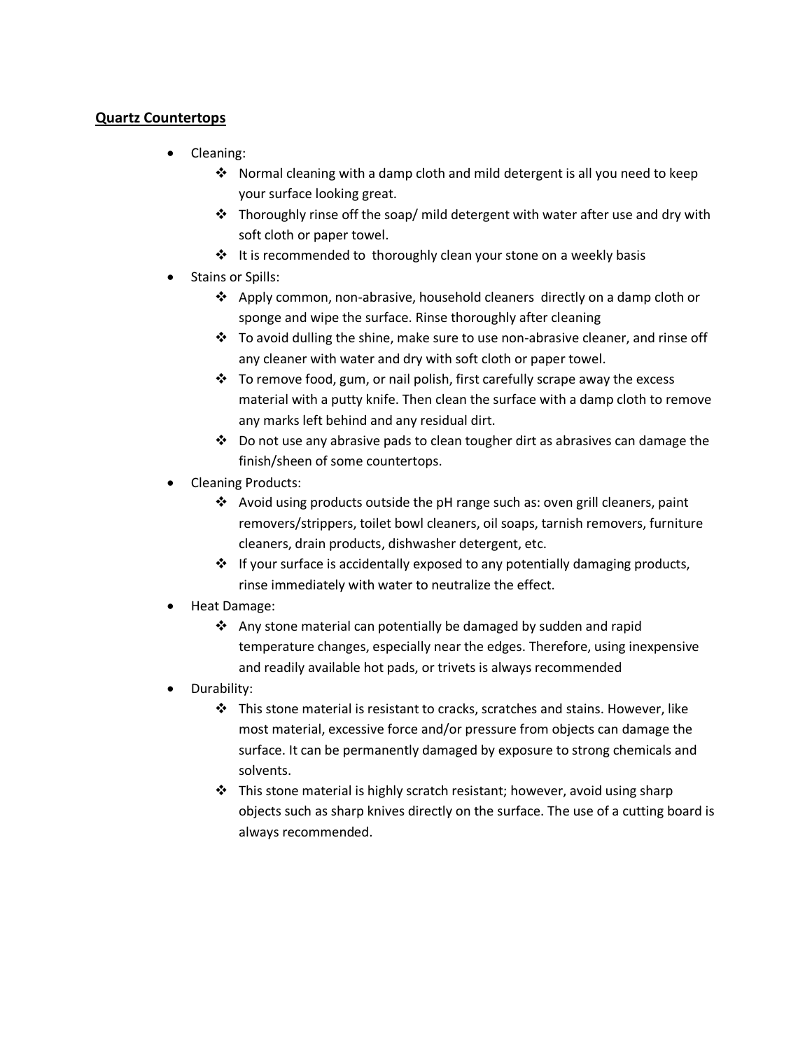## Quartz Countertops

- Cleaning:
  - Normal cleaning with a damp cloth and mild detergent is all you need to keep your surface looking great.
  - Thoroughly rinse off the soap/ mild detergent with water after use and dry with soft cloth or paper towel.
  - It is recommended to thoroughly clean your stone on a weekly basis
- Stains or Spills:
  - Apply common, non-abrasive, household cleaners directly on a damp cloth or sponge and wipe the surface. Rinse thoroughly after cleaning
  - To avoid dulling the shine, make sure to use non-abrasive cleaner, and rinse off any cleaner with water and dry with soft cloth or paper towel.
  - To remove food, gum, or nail polish, first carefully scrape away the excess material with a putty knife. Then clean the surface with a damp cloth to remove any marks left behind and any residual dirt.
  - Do not use any abrasive pads to clean tougher dirt as abrasives can damage the finish/sheen of some countertops.
- Cleaning Products:
  - Avoid using products outside the pH range such as: oven grill cleaners, paint removers/strippers, toilet bowl cleaners, oil soaps, tarnish removers, furniture cleaners, drain products, dishwasher detergent, etc.
  - If your surface is accidentally exposed to any potentially damaging products, rinse immediately with water to neutralize the effect.
- Heat Damage:
  - Any stone material can potentially be damaged by sudden and rapid temperature changes, especially near the edges. Therefore, using inexpensive and readily available hot pads, or trivets is always recommended
- Durability:
  - This stone material is resistant to cracks, scratches and stains. However, like most material, excessive force and/or pressure from objects can damage the surface. It can be permanently damaged by exposure to strong chemicals and solvents.
  - This stone material is highly scratch resistant; however, avoid using sharp objects such as sharp knives directly on the surface. The use of a cutting board is always recommended.